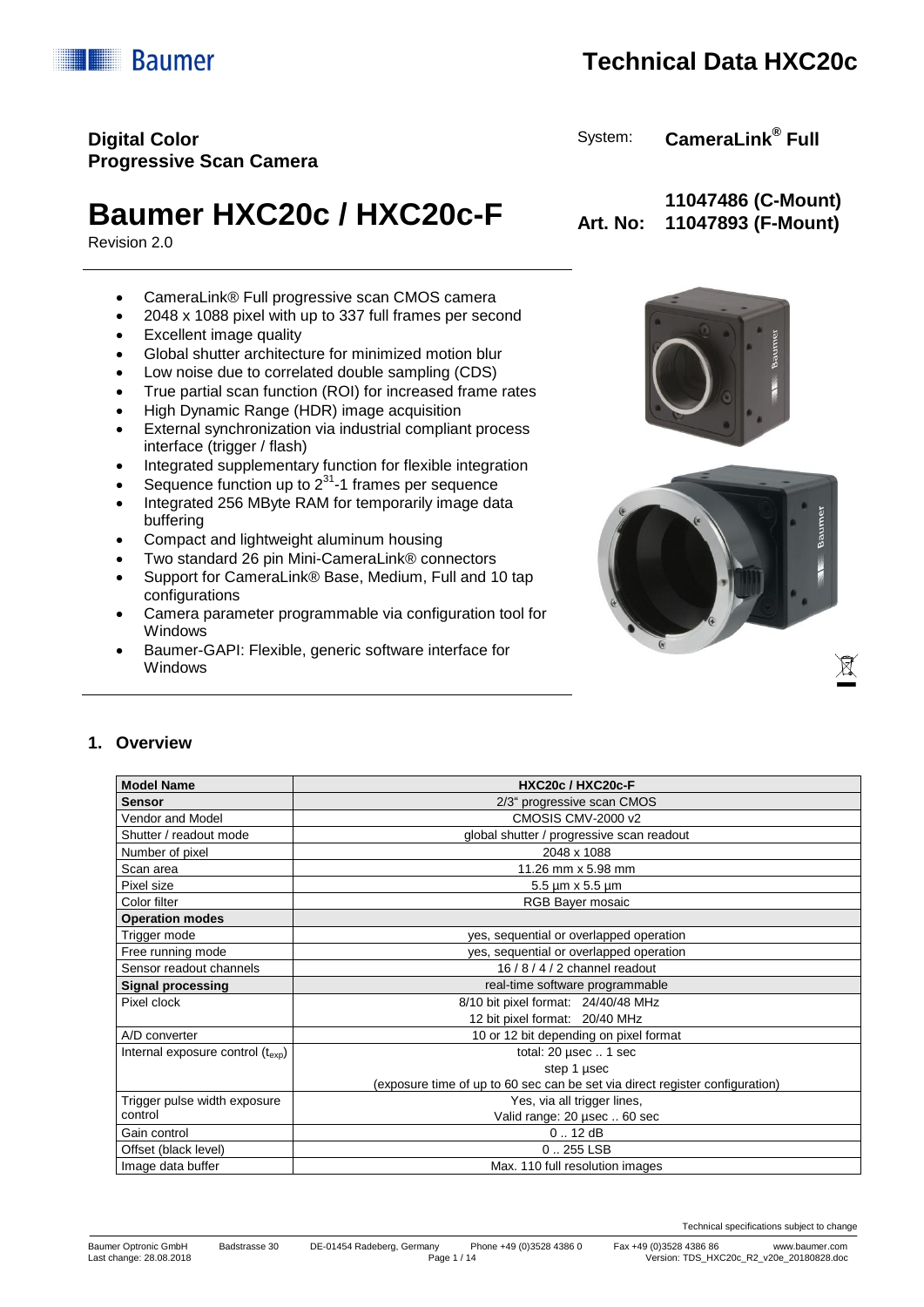# Technical Data HXC20c

**Digital Color**
**Progressive Scan Camera**

System: **CameraLink® Full**

# Baumer HXC20c / HXC20c-F

Revision 2.0

**Art. No: 11047486 (C-Mount)**
**11047893 (F-Mount)**

- CameraLink® Full progressive scan CMOS camera
- 2048 x 1088 pixel with up to 337 full frames per second
- Excellent image quality
- Global shutter architecture for minimized motion blur
- Low noise due to correlated double sampling (CDS)
- True partial scan function (ROI) for increased frame rates
- High Dynamic Range (HDR) image acquisition
- External synchronization via industrial compliant process interface (trigger / flash)
- Integrated supplementary function for flexible integration
- Sequence function up to $2^{31}$-1 frames per sequence
- Integrated 256 MByte RAM for temporarily image data buffering
- Compact and lightweight aluminum housing
- Two standard 26 pin Mini-CameraLink® connectors
- Support for CameraLink® Base, Medium, Full and 10 tap configurations
- Camera parameter programmable via configuration tool for Windows
- Baumer-GAPI: Flexible, generic software interface for Windows

## 1. Overview

| **Model Name** | **HXC20c / HXC20c-F** |
|---|---|
| **Sensor** | 2/3" progressive scan CMOS |
| Vendor and Model | CMOSIS CMV-2000 v2 |
| Shutter / readout mode | global shutter / progressive scan readout |
| Number of pixel | 2048 x 1088 |
| Scan area | 11.26 mm x 5.98 mm |
| Pixel size | 5.5 µm x 5.5 µm |
| Color filter | RGB Bayer mosaic |
| **Operation modes** | |
| Trigger mode | yes, sequential or overlapped operation |
| Free running mode | yes, sequential or overlapped operation |
| Sensor readout channels | 16 / 8 / 4 / 2 channel readout |
| **Signal processing** | real-time software programmable |
| Pixel clock | 8/10 bit pixel format: 24/40/48 MHz<br>12 bit pixel format: 20/40 MHz |
| A/D converter | 10 or 12 bit depending on pixel format |
| Internal exposure control ($t_{exp}$) | total: 20 µsec .. 1 sec<br>step 1 µsec<br>(exposure time of up to 60 sec can be set via direct register configuration) |
| Trigger pulse width exposure control | Yes, via all trigger lines,<br>Valid range: 20 µsec .. 60 sec |
| Gain control | 0 .. 12 dB |
| Offset (black level) | 0 .. 255 LSB |
| Image data buffer | Max. 110 full resolution images |

Technical specifications subject to change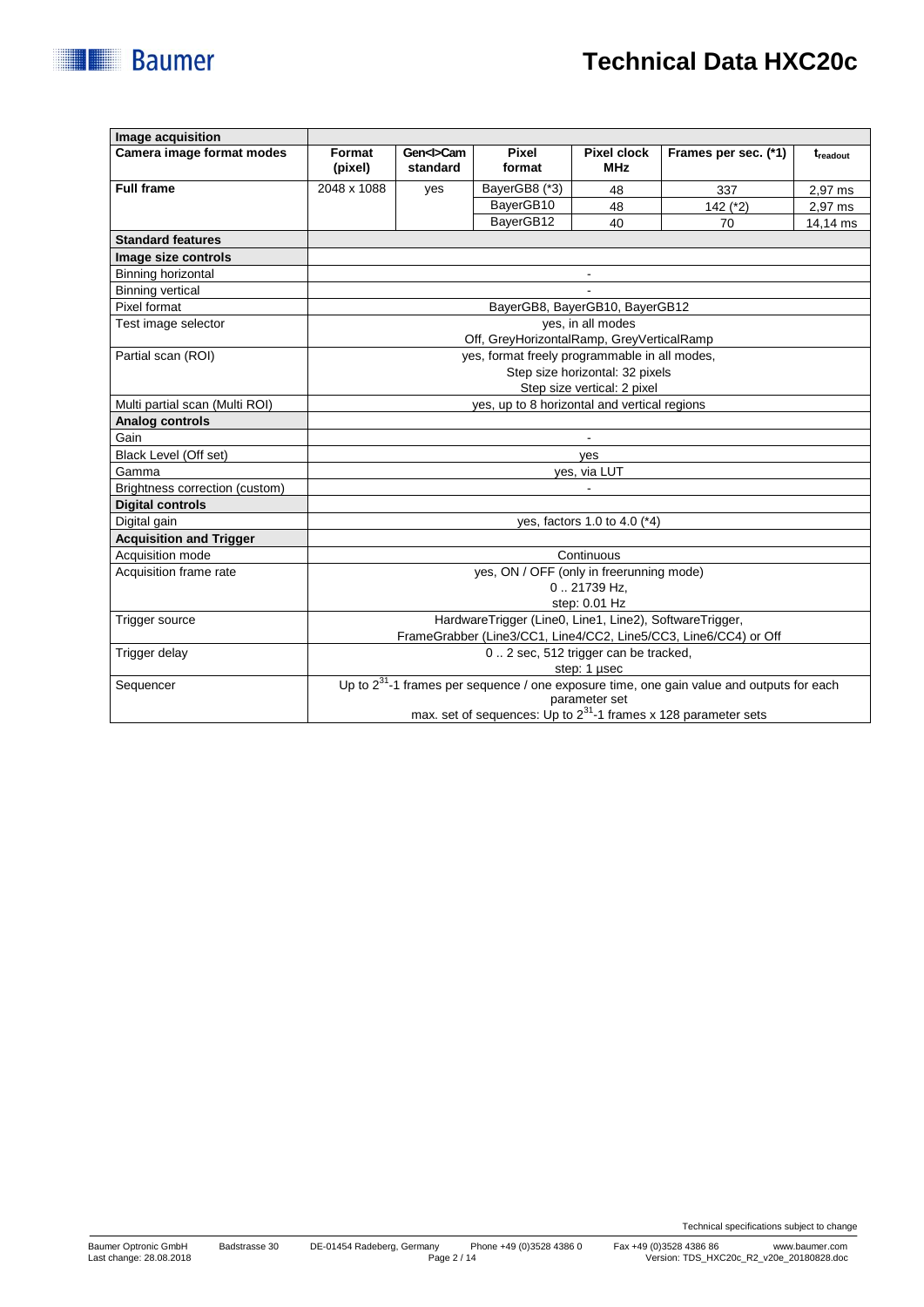# Technical Data HXC20c

| Image acquisition | | | | | | |
|---|---|---|---|---|---|---|
| **Camera image format modes** | **Format (pixel)** | **Gen<I>Cam standard** | **Pixel format** | **Pixel clock MHz** | **Frames per sec. (*1)** | $t_{readout}$ |
| **Full frame** | 2048 x 1088 | yes | BayerGB8 (*3) | 48 | 337 | 2,97 ms |
| | | | BayerGB10 | 48 | 142 (*2) | 2,97 ms |
| | | | BayerGB12 | 40 | 70 | 14,14 ms |

| Standard features | |
|---|---|
| **Image size controls** | |
| Binning horizontal | - |
| Binning vertical | - |
| Pixel format | BayerGB8, BayerGB10, BayerGB12 |
| Test image selector | yes, in all modes<br>Off, GreyHorizontalRamp, GreyVerticalRamp |
| Partial scan (ROI) | yes, format freely programmable in all modes,<br>Step size horizontal: 32 pixels<br>Step size vertical: 2 pixel |
| Multi partial scan (Multi ROI) | yes, up to 8 horizontal and vertical regions |
| **Analog controls** | |
| Gain | - |
| Black Level (Off set) | yes |
| Gamma | yes, via LUT |
| Brightness correction (custom) | - |
| **Digital controls** | |
| Digital gain | yes, factors 1.0 to 4.0 (*4) |
| **Acquisition and Trigger** | |
| Acquisition mode | Continuous |
| Acquisition frame rate | yes, ON / OFF (only in freerunning mode)<br>0 .. 21739 Hz,<br>step: 0.01 Hz |
| Trigger source | HardwareTrigger (Line0, Line1, Line2), SoftwareTrigger,<br>FrameGrabber (Line3/CC1, Line4/CC2, Line5/CC3, Line6/CC4) or Off |
| Trigger delay | 0 .. 2 sec, 512 trigger can be tracked,<br>step: 1 µsec |
| Sequencer | Up to $2^{31}$-1 frames per sequence / one exposure time, one gain value and outputs for each parameter set<br>max. set of sequences: Up to $2^{31}$-1 frames x 128 parameter sets |

Technical specifications subject to change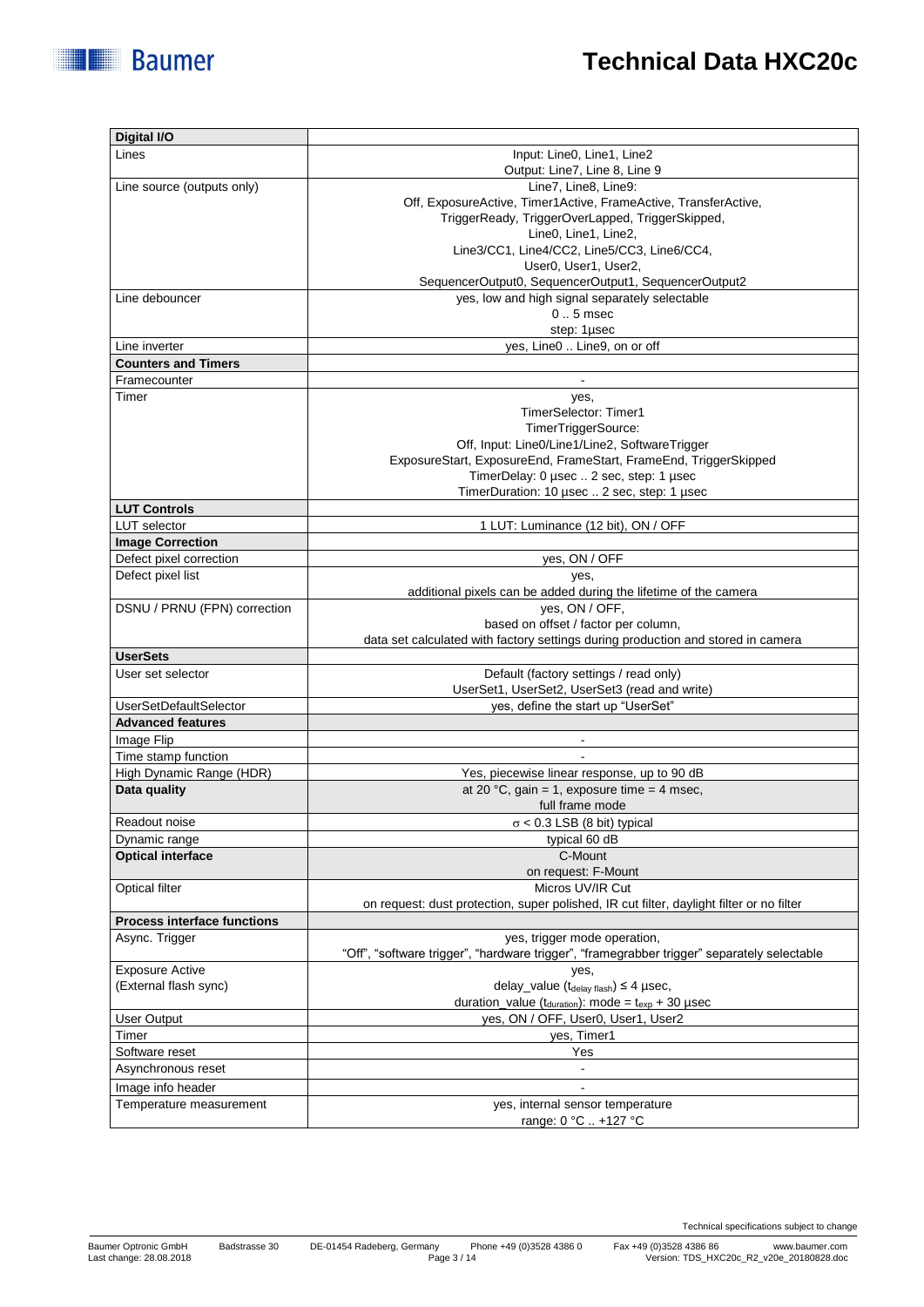| **Digital I/O** | |
|---|---|
| Lines | Input: Line0, Line1, Line2<br>Output: Line7, Line 8, Line 9 |
| Line source (outputs only) | Line7, Line8, Line9:<br>Off, ExposureActive, Timer1Active, FrameActive, TransferActive, TriggerReady, TriggerOverLapped, TriggerSkipped,<br>Line0, Line1, Line2,<br>Line3/CC1, Line4/CC2, Line5/CC3, Line6/CC4,<br>User0, User1, User2,<br>SequencerOutput0, SequencerOutput1, SequencerOutput2 |
| Line debouncer | yes, low and high signal separately selectable<br>0 .. 5 msec<br>step: 1µsec |
| Line inverter | yes, Line0 .. Line9, on or off |
| **Counters and Timers** | |
| Framecounter | - |
| Timer | yes,<br>TimerSelector: Timer1<br>TimerTriggerSource:<br>Off, Input: Line0/Line1/Line2, SoftwareTrigger<br>ExposureStart, ExposureEnd, FrameStart, FrameEnd, TriggerSkipped<br>TimerDelay: 0 µsec .. 2 sec, step: 1 µsec<br>TimerDuration: 10 µsec .. 2 sec, step: 1 µsec |
| **LUT Controls** | |
| LUT selector | 1 LUT: Luminance (12 bit), ON / OFF |
| **Image Correction** | |
| Defect pixel correction | yes, ON / OFF |
| Defect pixel list | yes,<br>additional pixels can be added during the lifetime of the camera |
| DSNU / PRNU (FPN) correction | yes, ON / OFF,<br>based on offset / factor per column,<br>data set calculated with factory settings during production and stored in camera |
| **UserSets** | |
| User set selector | Default (factory settings / read only)<br>UserSet1, UserSet2, UserSet3 (read and write) |
| UserSetDefaultSelector | yes, define the start up "UserSet" |
| **Advanced features** | |
| Image Flip | - |
| Time stamp function | - |
| High Dynamic Range (HDR) | Yes, piecewise linear response, up to 90 dB |
| **Data quality** | at 20 °C, gain = 1, exposure time = 4 msec,<br>full frame mode |
| Readout noise | $\sigma$ < 0.3 LSB (8 bit) typical |
| Dynamic range | typical 60 dB |
| **Optical interface** | C-Mount<br>on request: F-Mount |
| Optical filter | Micros UV/IR Cut<br>on request: dust protection, super polished, IR cut filter, daylight filter or no filter |
| **Process interface functions** | |
| Async. Trigger | yes, trigger mode operation,<br>"Off", "software trigger", "hardware trigger", "framegrabber trigger" separately selectable |
| Exposure Active<br>(External flash sync) | yes,<br>delay_value ($t_{delay\ flash}$) ≤ 4 µsec,<br>duration_value ($t_{duration}$): mode = $t_{exp}$ + 30 µsec |
| User Output | yes, ON / OFF, User0, User1, User2 |
| Timer | yes, Timer1 |
| Software reset | Yes |
| Asynchronous reset | - |
| Image info header | - |
| Temperature measurement | yes, internal sensor temperature<br>range: 0 °C .. +127 °C |

Technical specifications subject to change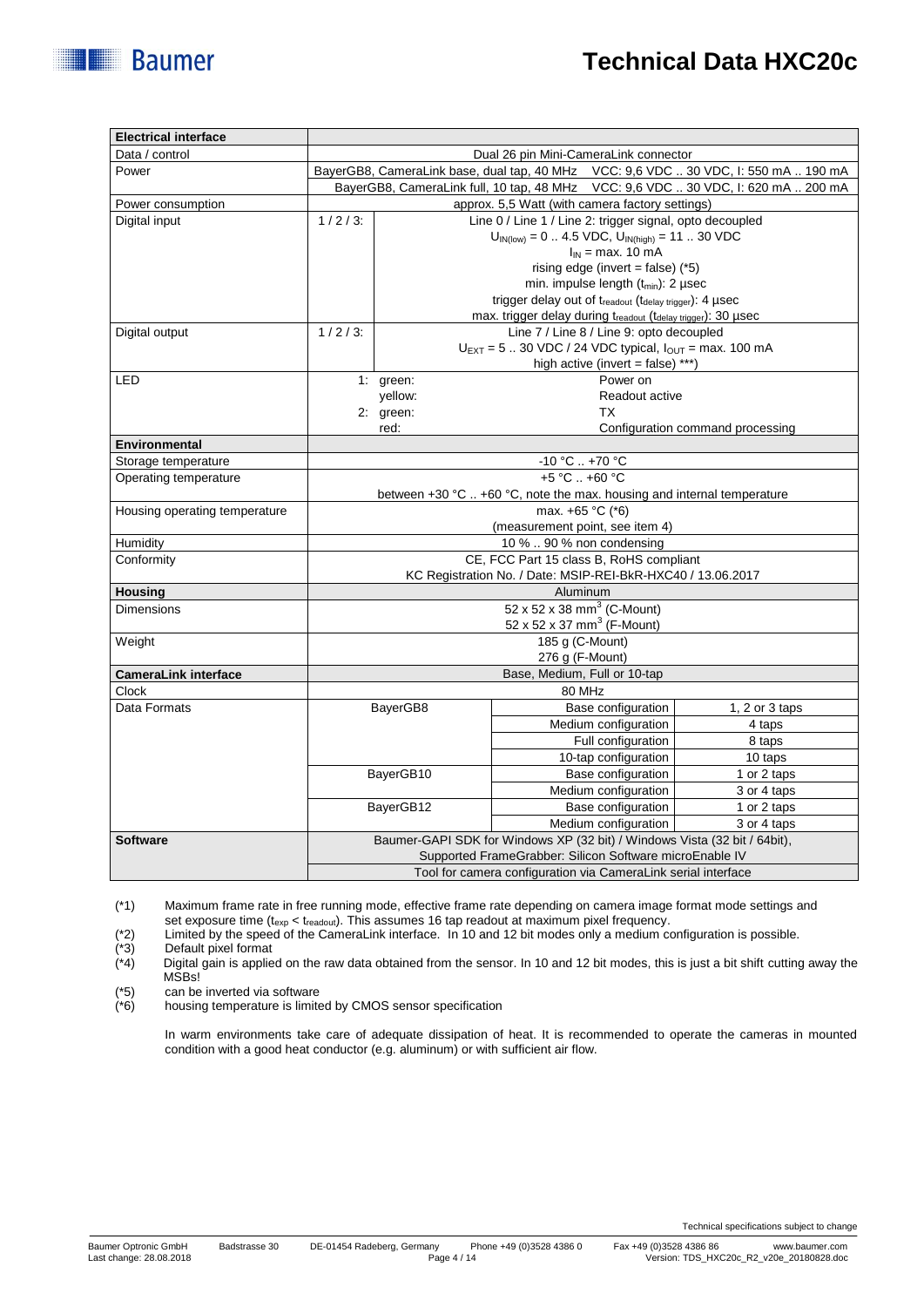# Technical Data HXC20c

| Electrical interface | | | |
|---|---|---|---|
| Data / control | Dual 26 pin Mini-CameraLink connector | | |
| Power | BayerGB8, CameraLink base, dual tap, 40 MHz VCC: 9,6 VDC .. 30 VDC, I: 550 mA .. 190 mA | | |
| | BayerGB8, CameraLink full, 10 tap, 48 MHz VCC: 9,6 VDC .. 30 VDC, I: 620 mA .. 200 mA | | |
| Power consumption | approx. 5,5 Watt (with camera factory settings) | | |
| Digital input | 1 / 2 / 3: | Line 0 / Line 1 / Line 2: trigger signal, opto decoupled | |
| | | $U_{IN(low)}$ = 0 .. 4.5 VDC, $U_{IN(high)}$ = 11 .. 30 VDC | |
| | | $I_{IN}$ = max. 10 mA | |
| | | rising edge (invert = false) (*5) | |
| | | min. impulse length ($t_{min}$): 2 µsec | |
| | | trigger delay out of $t_{readout}$ ($t_{delay\ trigger}$): 4 µsec | |
| | | max. trigger delay during $t_{readout}$ ($t_{delay\ trigger}$): 30 µsec | |
| Digital output | 1 / 2 / 3: | Line 7 / Line 8 / Line 9: opto decoupled | |
| | | $U_{EXT}$ = 5 .. 30 VDC / 24 VDC typical, $I_{OUT}$ = max. 100 mA | |
| | | high active (invert = false) ***) | |
| LED | 1: green: | Power on | |
| | yellow: | Readout active | |
| | 2: green: | TX | |
| | red: | Configuration command processing | |
| **Environmental** | | | |
| Storage temperature | -10 °C .. +70 °C | | |
| Operating temperature | +5 °C .. +60 °C | | |
| | between +30 °C .. +60 °C, note the max. housing and internal temperature | | |
| Housing operating temperature | max. +65 °C (*6) | | |
| | (measurement point, see item 4) | | |
| Humidity | 10 % .. 90 % non condensing | | |
| Conformity | CE, FCC Part 15 class B, RoHS compliant | | |
| | KC Registration No. / Date: MSIP-REI-BkR-HXC40 / 13.06.2017 | | |
| **Housing** | Aluminum | | |
| Dimensions | 52 x 52 x 38 mm³ (C-Mount) | | |
| | 52 x 52 x 37 mm³ (F-Mount) | | |
| Weight | 185 g (C-Mount) | | |
| | 276 g (F-Mount) | | |
| **CameraLink interface** | Base, Medium, Full or 10-tap | | |
| Clock | 80 MHz | | |
| Data Formats | BayerGB8 | Base configuration | 1, 2 or 3 taps |
| | | Medium configuration | 4 taps |
| | | Full configuration | 8 taps |
| | | 10-tap configuration | 10 taps |
| | BayerGB10 | Base configuration | 1 or 2 taps |
| | | Medium configuration | 3 or 4 taps |
| | BayerGB12 | Base configuration | 1 or 2 taps |
| | | Medium configuration | 3 or 4 taps |
| **Software** | Baumer-GAPI SDK for Windows XP (32 bit) / Windows Vista (32 bit / 64bit), | | |
| | Supported FrameGrabber: Silicon Software microEnable IV | | |
| | Tool for camera configuration via CameraLink serial interface | | |

(*1) Maximum frame rate in free running mode, effective frame rate depending on camera image format mode settings and set exposure time ($t_{exp}$ < $t_{readout}$). This assumes 16 tap readout at maximum pixel frequency.
(*2) Limited by the speed of the CameraLink interface. In 10 and 12 bit modes only a medium configuration is possible.
(*3) Default pixel format
(*4) Digital gain is applied on the raw data obtained from the sensor. In 10 and 12 bit modes, this is just a bit shift cutting away the MSBs!
(*5) can be inverted via software
(*6) housing temperature is limited by CMOS sensor specification

In warm environments take care of adequate dissipation of heat. It is recommended to operate the cameras in mounted condition with a good heat conductor (e.g. aluminum) or with sufficient air flow.

Technical specifications subject to change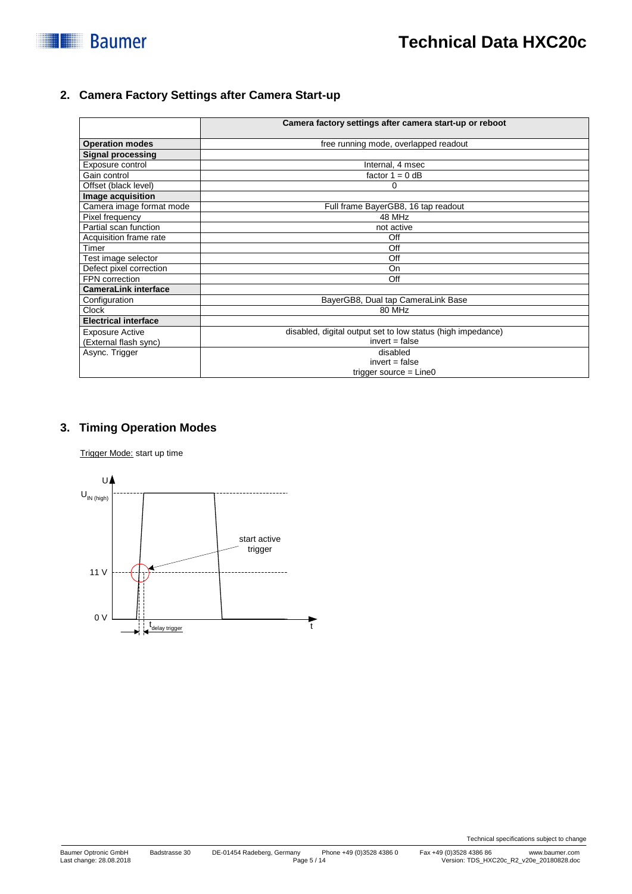## 2. Camera Factory Settings after Camera Start-up

| | Camera factory settings after camera start-up or reboot |
|---|---|
| **Operation modes** | free running mode, overlapped readout |
| **Signal processing** | |
| Exposure control | Internal, 4 msec |
| Gain control | factor 1 = 0 dB |
| Offset (black level) | 0 |
| **Image acquisition** | |
| Camera image format mode | Full frame BayerGB8, 16 tap readout |
| Pixel frequency | 48 MHz |
| Partial scan function | not active |
| Acquisition frame rate | Off |
| Timer | Off |
| Test image selector | Off |
| Defect pixel correction | On |
| FPN correction | Off |
| **CameraLink interface** | |
| Configuration | BayerGB8, Dual tap CameraLink Base |
| Clock | 80 MHz |
| **Electrical interface** | |
| Exposure Active (External flash sync) | disabled, digital output set to low status (high impedance) invert = false |
| Async. Trigger | disabled invert = false trigger source = Line0 |

## 3. Timing Operation Modes

Trigger Mode: start up time

U

$U_{IN\ (high)}$

start active trigger

11 V

0 V

$t_{delay\ trigger}$

t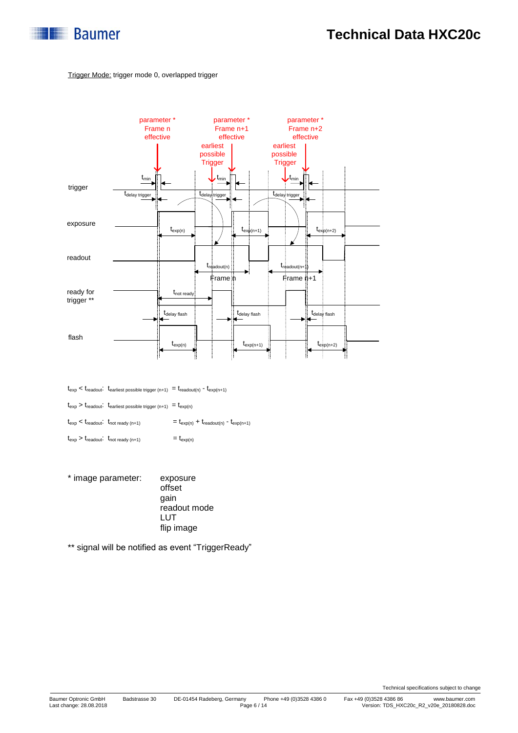Trigger Mode: trigger mode 0, overlapped trigger

$t_{exp} < t_{readout}$: $t_{earliest\ possible\ trigger\ (n+1)} = t_{readout(n)} - t_{exp(n+1)}$

$t_{exp} > t_{readout}$: $t_{earliest\ possible\ trigger\ (n+1)} = t_{exp(n)}$

$t_{exp} < t_{readout}$: $t_{not\ ready\ (n+1)} = t_{exp(n)} + t_{readout(n)} - t_{exp(n+1)}$

$t_{exp} > t_{readout}$: $t_{not\ ready\ (n+1)} = t_{exp(n)}$

\* image parameter:
- exposure
- offset
- gain
- readout mode
- LUT
- flip image

\*\* signal will be notified as event "TriggerReady"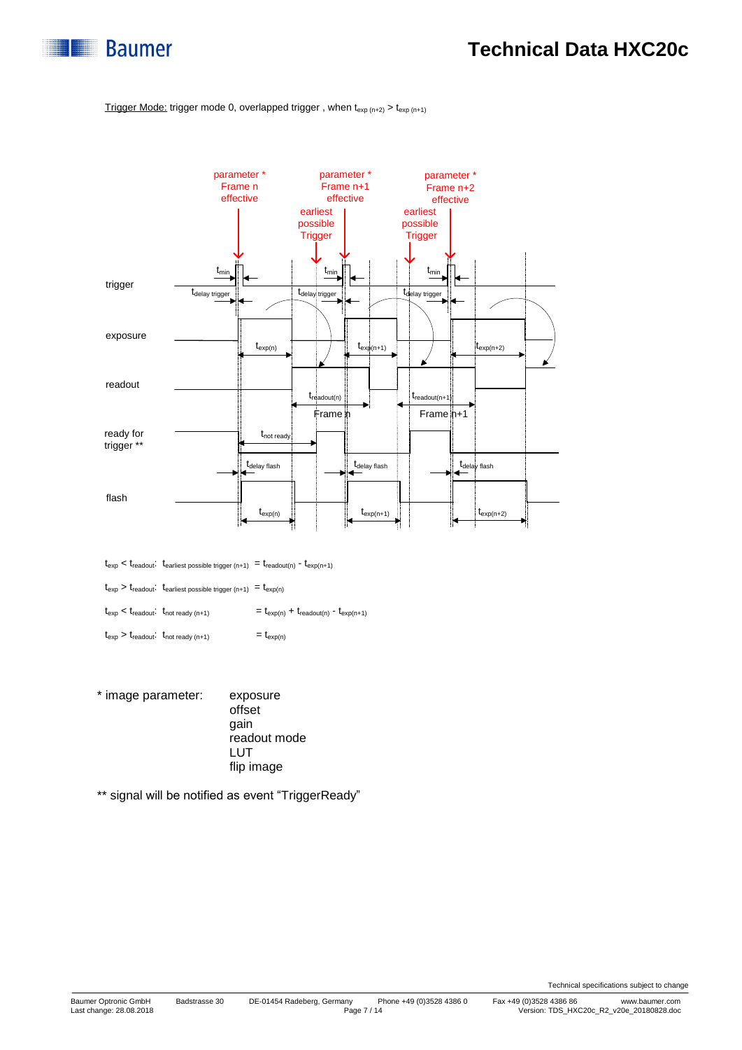Trigger Mode: trigger mode 0, overlapped trigger , when $t_{exp\,(n+2)} > t_{exp\,(n+1)}$

trigger

exposure

readout

ready for trigger **

flash

parameter * Frame n effective

parameter * Frame n+1 effective

parameter * Frame n+2 effective

earliest possible Trigger

earliest possible Trigger

$t_{min}$ $t_{min}$ $t_{min}$

$t_{delay\ trigger}$ $t_{delay\ trigger}$ $t_{delay\ trigger}$

$t_{exp(n)}$ $t_{exp(n+1)}$ $t_{exp(n+2)}$

$t_{readout(n)}$ Frame n

$t_{readout(n+1)}$ Frame n+1

$t_{not\ ready}$

$t_{delay\ flash}$ $t_{delay\ flash}$ $t_{delay\ flash}$

$t_{exp(n)}$ $t_{exp(n+1)}$ $t_{exp(n+2)}$

$t_{exp} < t_{readout}$: $t_{earliest\ possible\ trigger\ (n+1)} = t_{readout(n)} - t_{exp(n+1)}$

$t_{exp} > t_{readout}$: $t_{earliest\ possible\ trigger\ (n+1)} = t_{exp(n)}$

$t_{exp} < t_{readout}$: $t_{not\ ready\ (n+1)} = t_{exp(n)} + t_{readout(n)} - t_{exp(n+1)}$

$t_{exp} > t_{readout}$: $t_{not\ ready\ (n+1)} = t_{exp(n)}$

\* image parameter:
- exposure
- offset
- gain
- readout mode
- LUT
- flip image

** signal will be notified as event "TriggerReady"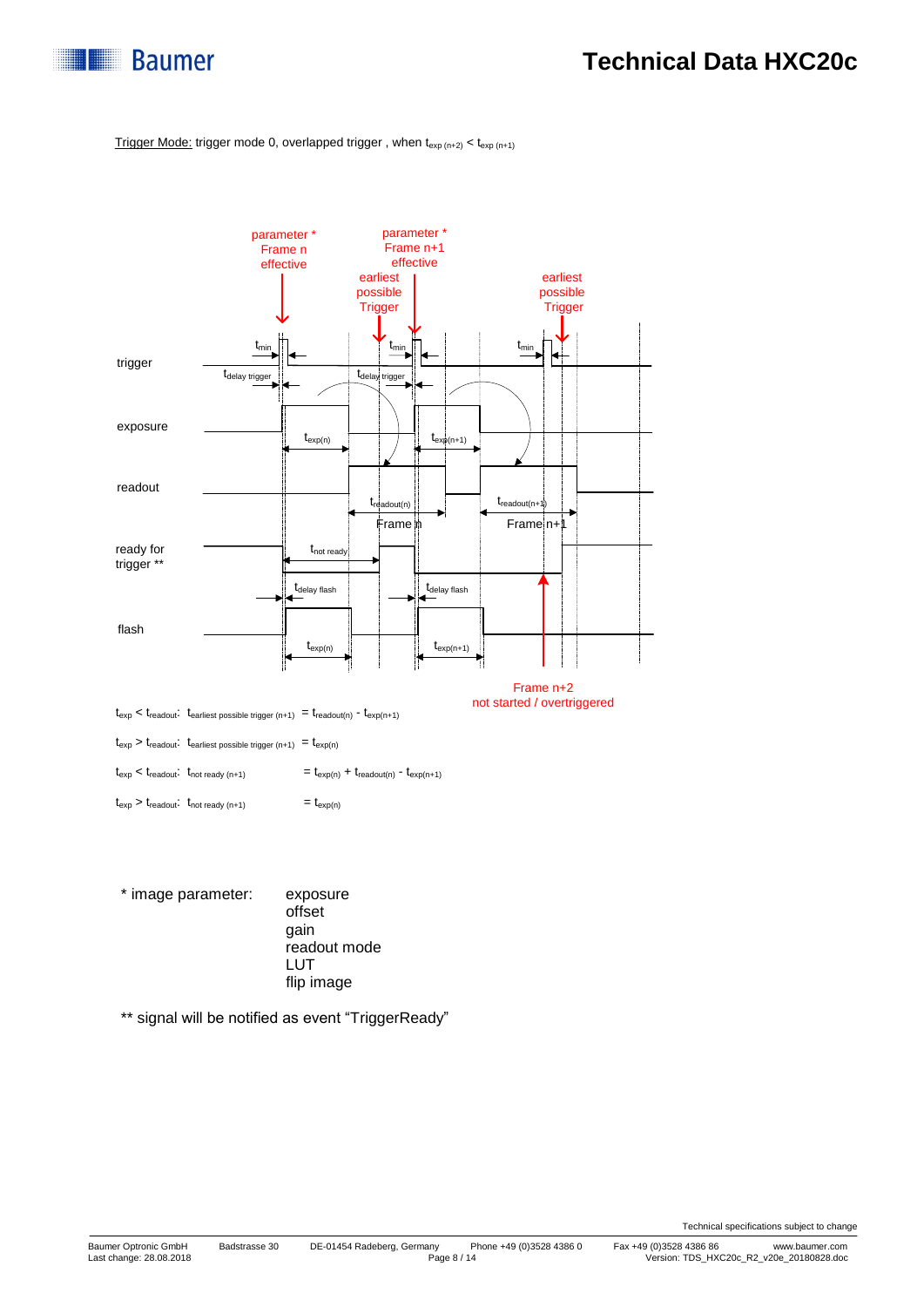Trigger Mode: trigger mode 0, overlapped trigger , when $t_{exp\ (n+2)} < t_{exp\ (n+1)}$

parameter * Frame n effective

parameter * Frame n+1 effective

earliest possible Trigger

earliest possible Trigger

trigger

exposure

readout

ready for trigger **

flash

$t_{min}$ $t_{delay\ trigger}$ $t_{exp(n)}$ $t_{exp(n+1)}$ $t_{readout(n)}$ $t_{readout(n+1)}$ Frame n Frame n+1 $t_{not\ ready}$ $t_{delay\ flash}$

Frame n+2 not started / overtriggered

$t_{exp} < t_{readout}$: $t_{earliest\ possible\ trigger\ (n+1)} = t_{readout(n)} - t_{exp(n+1)}$

$t_{exp} > t_{readout}$: $t_{earliest\ possible\ trigger\ (n+1)} = t_{exp(n)}$

$t_{exp} < t_{readout}$: $t_{not\ ready\ (n+1)} = t_{exp(n)} + t_{readout(n)} - t_{exp(n+1)}$

$t_{exp} > t_{readout}$: $t_{not\ ready\ (n+1)} = t_{exp(n)}$

\* image parameter:

- exposure
- offset
- gain
- readout mode
- LUT
- flip image

** signal will be notified as event "TriggerReady"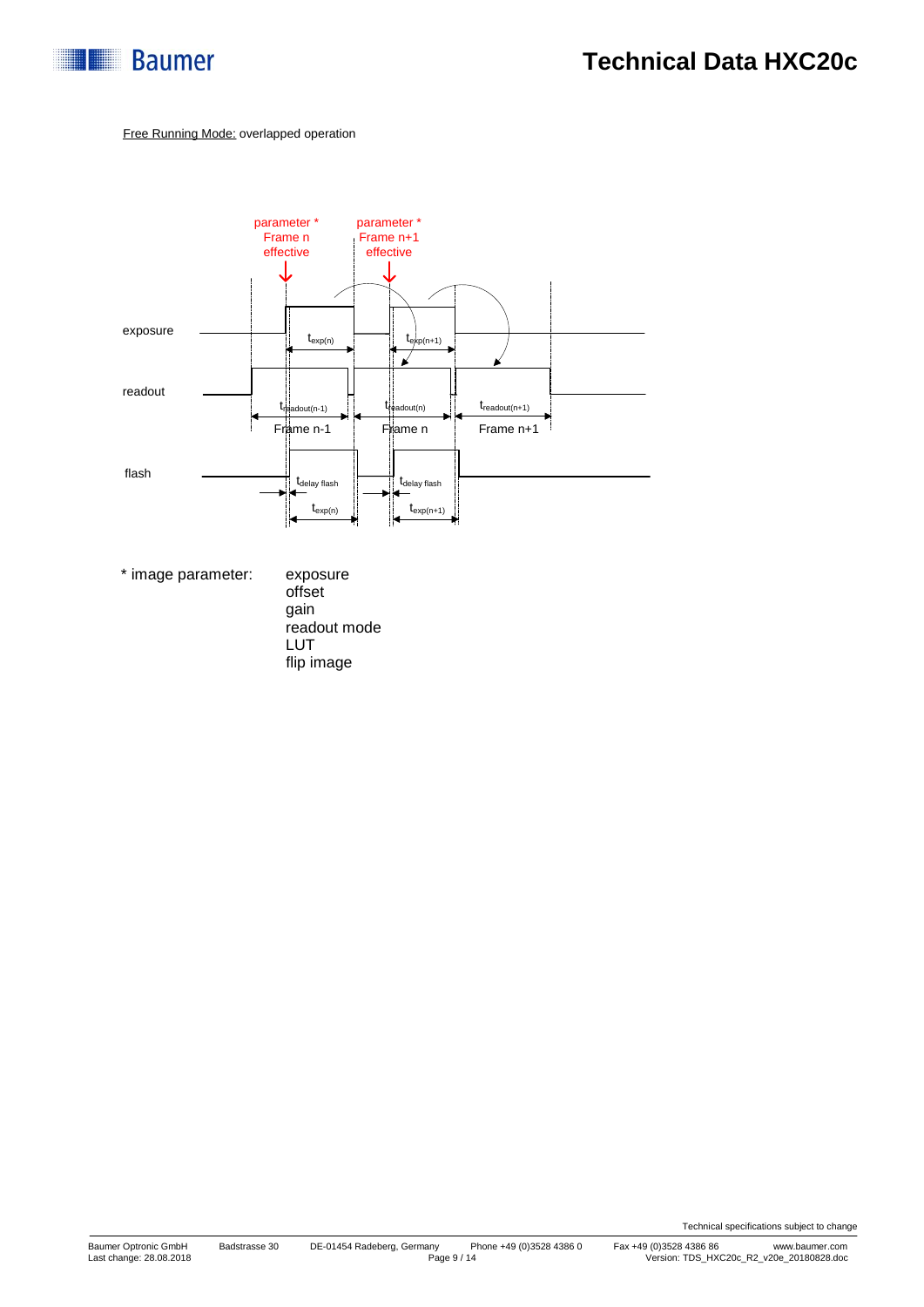Free Running Mode: overlapped operation

parameter * Frame n effective

parameter * Frame n+1 effective

exposure

$t_{exp(n)}$

$t_{exp(n+1)}$

readout

$t_{readout(n-1)}$

$t_{readout(n)}$

$t_{readout(n+1)}$

Frame n-1

Frame n

Frame n+1

flash

$t_{delay\ flash}$

$t_{delay\ flash}$

$t_{exp(n)}$

$t_{exp(n+1)}$

\* image parameter:

- exposure
- offset
- gain
- readout mode
- LUT
- flip image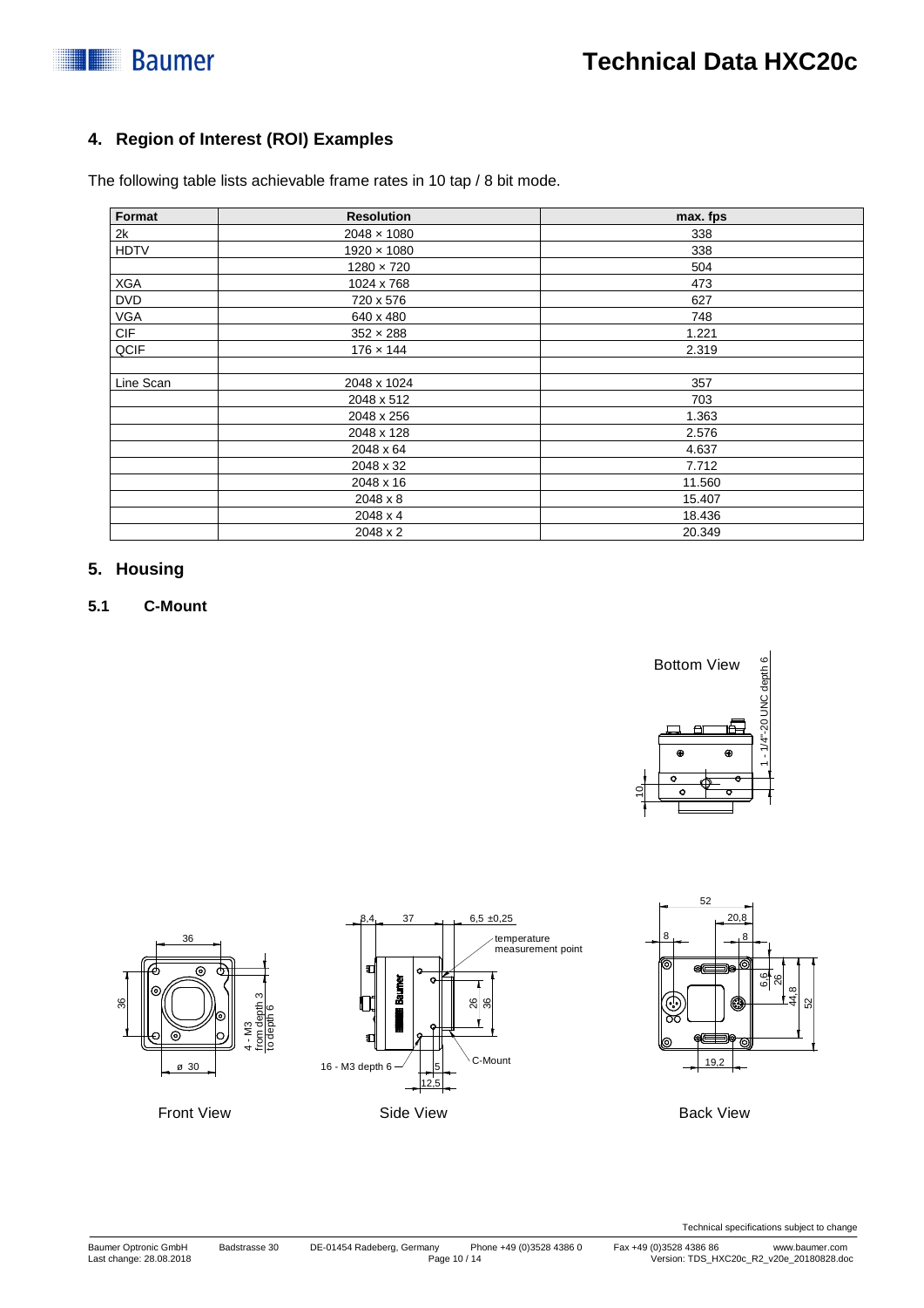## 4. Region of Interest (ROI) Examples

The following table lists achievable frame rates in 10 tap / 8 bit mode.

| Format | Resolution | max. fps |
|---|---|---|
| 2k | 2048 × 1080 | 338 |
| HDTV | 1920 × 1080 | 338 |
| | 1280 × 720 | 504 |
| XGA | 1024 x 768 | 473 |
| DVD | 720 x 576 | 627 |
| VGA | 640 x 480 | 748 |
| CIF | 352 × 288 | 1.221 |
| QCIF | 176 × 144 | 2.319 |
| | | |
| Line Scan | 2048 x 1024 | 357 |
| | 2048 x 512 | 703 |
| | 2048 x 256 | 1.363 |
| | 2048 x 128 | 2.576 |
| | 2048 x 64 | 4.637 |
| | 2048 x 32 | 7.712 |
| | 2048 x 16 | 11.560 |
| | 2048 x 8 | 15.407 |
| | 2048 x 4 | 18.436 |
| | 2048 x 2 | 20.349 |

## 5. Housing

### 5.1 C-Mount

Bottom View

1 - 1/4"-20UNC depth 6

10

36

36

ø 30

4 - M3 from depth 3 to depth 6

Front View

8,4 37 6,5 ±0,25

temperature measurement point

26 36

16 - M3 depth 6

5

12,5

C-Mount

Side View

52

20,8

8 8

6,6 26 44,8 52

19,2

Back View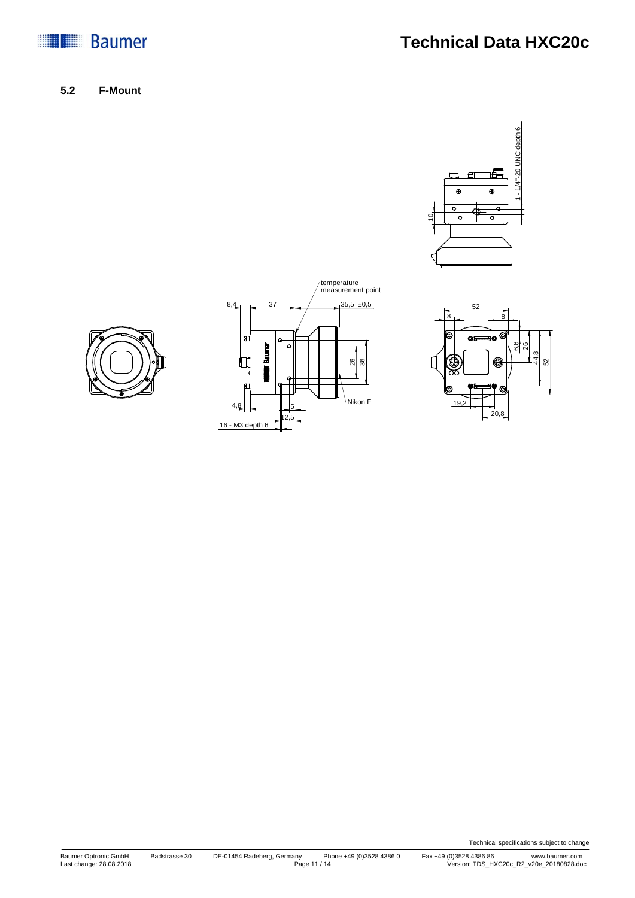## 5.2 F-Mount

1 - 1/4"-20 UNC depth 6

10

temperature measurement point

8,4

37

35,5 ±0,5

26

36

Nikon F

4,8

5

12,5

16 - M3 depth 6

52

8

8

6,6

26

44,8

52

19,2

20,8

Technical specifications subject to change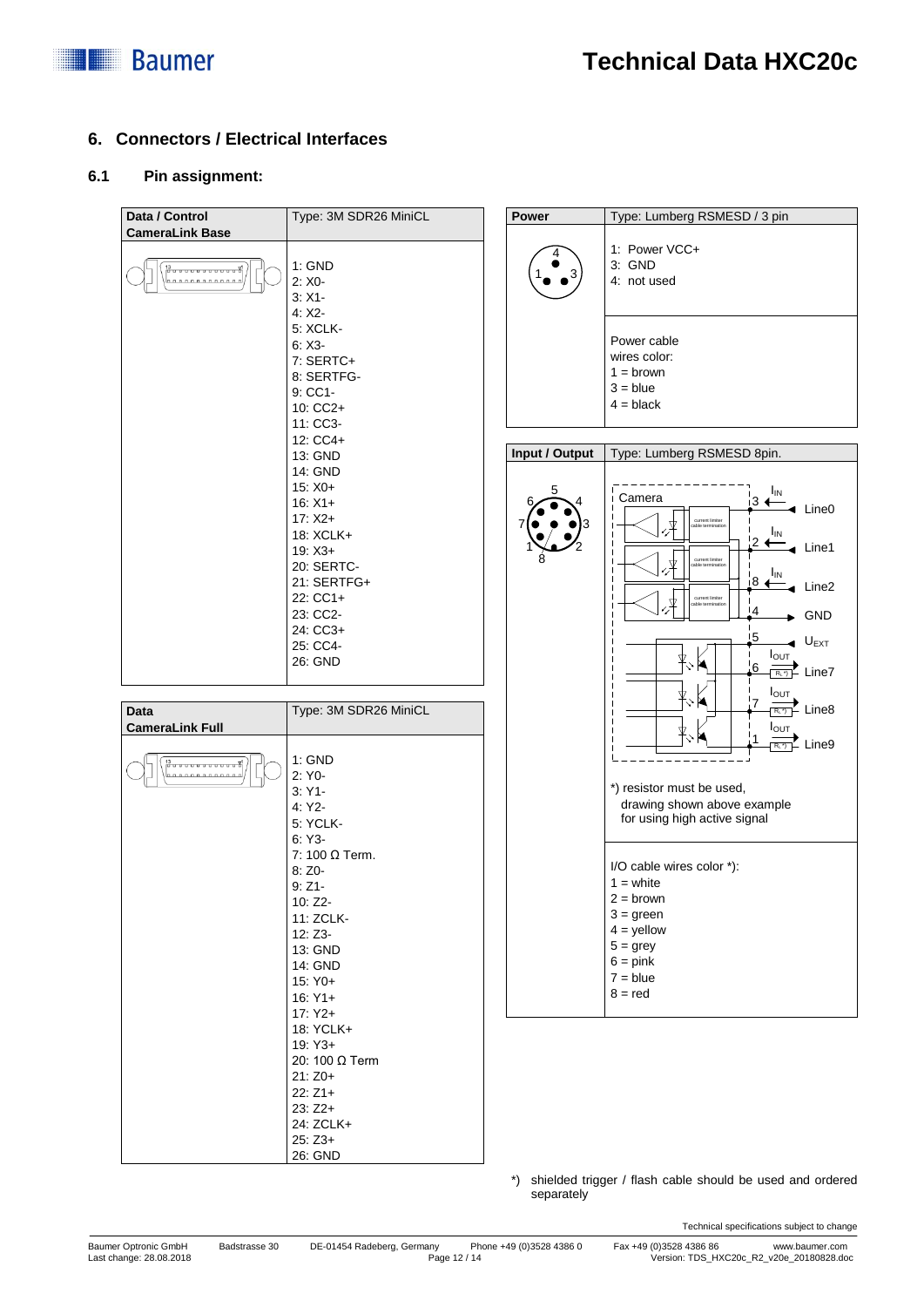## 6. Connectors / Electrical Interfaces

### 6.1 Pin assignment:

| Data / Control CameraLink Base | Type: 3M SDR26 MiniCL |
| --- | --- |
| | 1: GND<br>2: X0-<br>3: X1-<br>4: X2-<br>5: XCLK-<br>6: X3-<br>7: SERTC+<br>8: SERTFG-<br>9: CC1-<br>10: CC2+<br>11: CC3-<br>12: CC4+<br>13: GND<br>14: GND<br>15: X0+<br>16: X1+<br>17: X2+<br>18: XCLK+<br>19: X3+<br>20: SERTC-<br>21: SERTFG+<br>22: CC1+<br>23: CC2-<br>24: CC3+<br>25: CC4-<br>26: GND |

| Data CameraLink Full | Type: 3M SDR26 MiniCL |
| --- | --- |
| | 1: GND<br>2: Y0-<br>3: Y1-<br>4: Y2-<br>5: YCLK-<br>6: Y3-<br>7: 100 Ω Term.<br>8: Z0-<br>9: Z1-<br>10: Z2-<br>11: ZCLK-<br>12: Z3-<br>13: GND<br>14: GND<br>15: Y0+<br>16: Y1+<br>17: Y2+<br>18: YCLK+<br>19: Y3+<br>20: 100 Ω Term<br>21: Z0+<br>22: Z1+<br>23: Z2+<br>24: ZCLK+<br>25: Z3+<br>26: GND |

| Power | Type: Lumberg RSMESD / 3 pin |
| --- | --- |
| | 1: Power VCC+<br>3: GND<br>4: not used |
| | Power cable wires color:<br>1 = brown<br>3 = blue<br>4 = black |

| Input / Output | Type: Lumberg RSMESD 8pin. |
| --- | --- |
| | Camera: 3 – Line0 ($I_{IN}$); 2 – Line1 ($I_{IN}$); 8 – Line2 ($I_{IN}$); 4 – GND; 5 – $U_{EXT}$; 6 – Line7 ($I_{OUT}$, $R_L$ *); 7 – Line8 ($I_{OUT}$, $R_L$ *); 1 – Line9 ($I_{OUT}$, $R_L$ *)<br><br>*) resistor must be used, drawing shown above example for using high active signal |
| | I/O cable wires color *):<br>1 = white<br>2 = brown<br>3 = green<br>4 = yellow<br>5 = grey<br>6 = pink<br>7 = blue<br>8 = red |

*) shielded trigger / flash cable should be used and ordered separately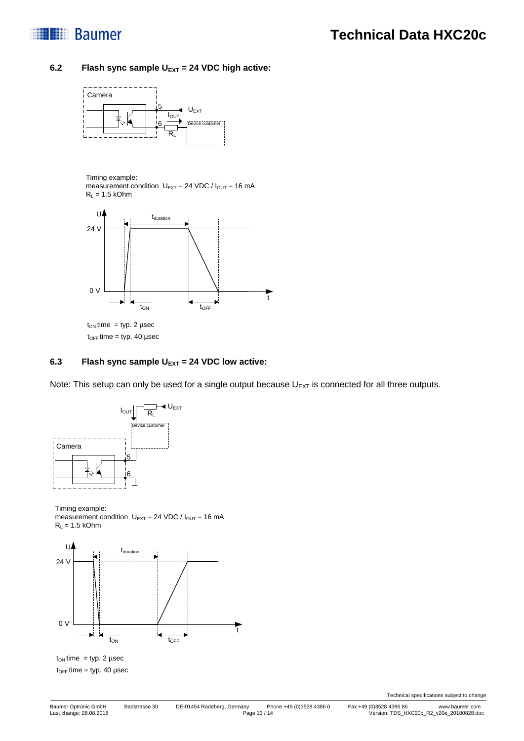## 6.2 Flash sync sample $U_{EXT}$ = 24 VDC high active:

Timing example:
measurement condition $U_{EXT}$ = 24 VDC / $I_{OUT}$ = 16 mA
$R_L$ = 1.5 kOhm

$t_{ON}$ time = typ. 2 µsec
$t_{OFF}$ time = typ. 40 µsec

## 6.3 Flash sync sample $U_{EXT}$ = 24 VDC low active:

Note: This setup can only be used for a single output because $U_{EXT}$ is connected for all three outputs.

Timing example:
measurement condition $U_{EXT}$ = 24 VDC / $I_{OUT}$ = 16 mA
$R_L$ = 1.5 kOhm

$t_{ON}$ time = typ. 2 µsec
$t_{OFF}$ time = typ. 40 µsec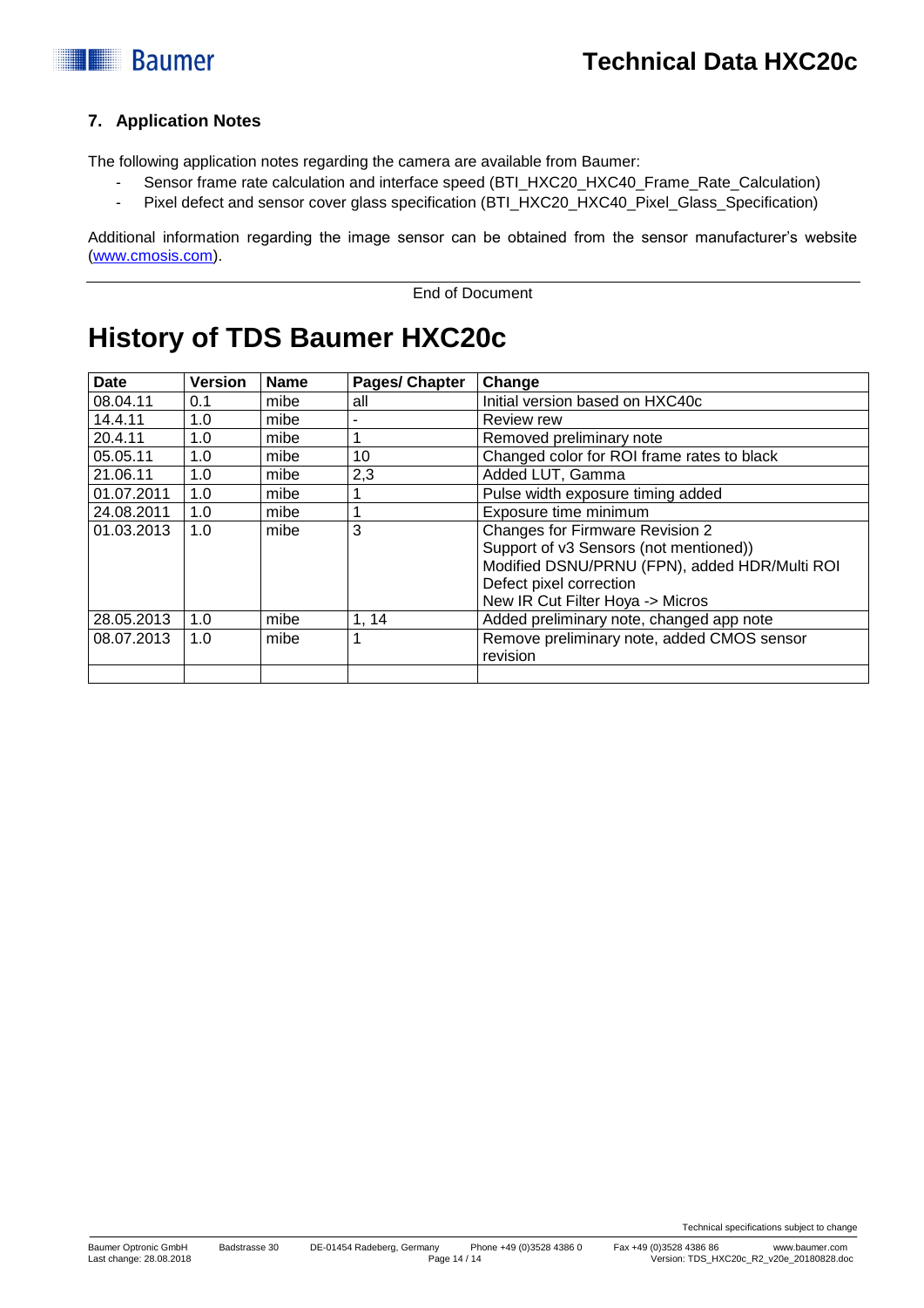## 7. Application Notes

The following application notes regarding the camera are available from Baumer:

- Sensor frame rate calculation and interface speed (BTI_HXC20_HXC40_Frame_Rate_Calculation)
- Pixel defect and sensor cover glass specification (BTI_HXC20_HXC40_Pixel_Glass_Specification)

Additional information regarding the image sensor can be obtained from the sensor manufacturer's website ([www.cmosis.com](http://www.cmosis.com)).

---

End of Document

# History of TDS Baumer HXC20c

| Date | Version | Name | Pages/ Chapter | Change |
|---|---|---|---|---|
| 08.04.11 | 0.1 | mibe | all | Initial version based on HXC40c |
| 14.4.11 | 1.0 | mibe | - | Review rew |
| 20.4.11 | 1.0 | mibe | 1 | Removed preliminary note |
| 05.05.11 | 1.0 | mibe | 10 | Changed color for ROI frame rates to black |
| 21.06.11 | 1.0 | mibe | 2,3 | Added LUT, Gamma |
| 01.07.2011 | 1.0 | mibe | 1 | Pulse width exposure timing added |
| 24.08.2011 | 1.0 | mibe | 1 | Exposure time minimum |
| 01.03.2013 | 1.0 | mibe | 3 | Changes for Firmware Revision 2<br>Support of v3 Sensors (not mentioned))<br>Modified DSNU/PRNU (FPN), added HDR/Multi ROI<br>Defect pixel correction<br>New IR Cut Filter Hoya -> Micros |
| 28.05.2013 | 1.0 | mibe | 1, 14 | Added preliminary note, changed app note |
| 08.07.2013 | 1.0 | mibe | 1 | Remove preliminary note, added CMOS sensor revision |
| | | | | |